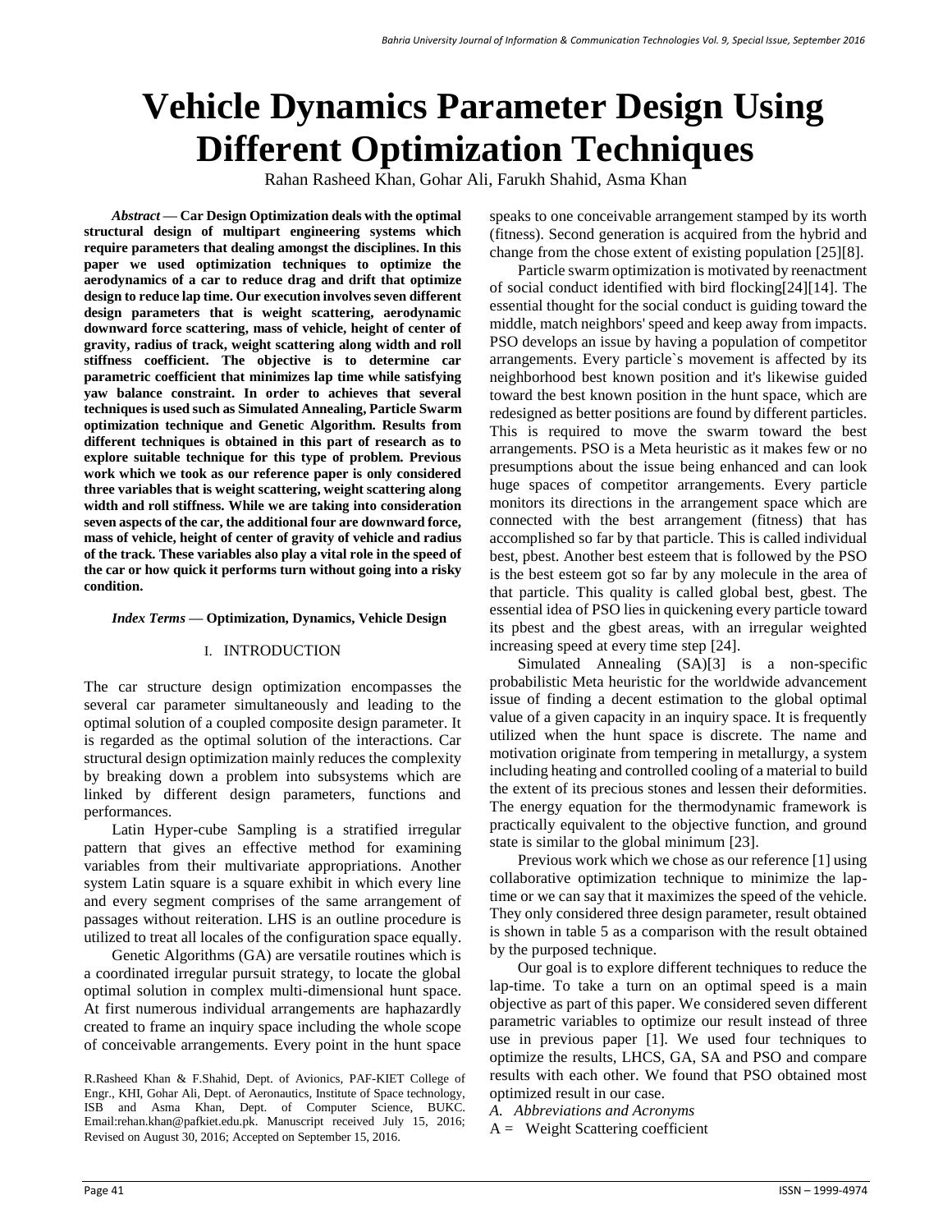# Vehicle Dynamics Parameter Design Using Different Optimization Techniques

Rahan Rasheed Khan, Gohar Ali, Farukh Shahid, Asma Khan

***Abstract* — Car Design Optimization deals with the optimal structural design of multipart engineering systems which require parameters that dealing amongst the disciplines. In this paper we used optimization techniques to optimize the aerodynamics of a car to reduce drag and drift that optimize design to reduce lap time. Our execution involves seven different design parameters that is weight scattering, aerodynamic downward force scattering, mass of vehicle, height of center of gravity, radius of track, weight scattering along width and roll stiffness coefficient. The objective is to determine car parametric coefficient that minimizes lap time while satisfying yaw balance constraint. In order to achieves that several techniques is used such as Simulated Annealing, Particle Swarm optimization technique and Genetic Algorithm. Results from different techniques is obtained in this part of research as to explore suitable technique for this type of problem. Previous work which we took as our reference paper is only considered three variables that is weight scattering, weight scattering along width and roll stiffness. While we are taking into consideration seven aspects of the car, the additional four are downward force, mass of vehicle, height of center of gravity of vehicle and radius of the track. These variables also play a vital role in the speed of the car or how quick it performs turn without going into a risky condition.**

***Index Terms* — Optimization, Dynamics, Vehicle Design**

## I. INTRODUCTION

The car structure design optimization encompasses the several car parameter simultaneously and leading to the optimal solution of a coupled composite design parameter. It is regarded as the optimal solution of the interactions. Car structural design optimization mainly reduces the complexity by breaking down a problem into subsystems which are linked by different design parameters, functions and performances.

Latin Hyper-cube Sampling is a stratified irregular pattern that gives an effective method for examining variables from their multivariate appropriations. Another system Latin square is a square exhibit in which every line and every segment comprises of the same arrangement of passages without reiteration. LHS is an outline procedure is utilized to treat all locales of the configuration space equally.

Genetic Algorithms (GA) are versatile routines which is a coordinated irregular pursuit strategy, to locate the global optimal solution in complex multi-dimensional hunt space. At first numerous individual arrangements are haphazardly created to frame an inquiry space including the whole scope of conceivable arrangements. Every point in the hunt space speaks to one conceivable arrangement stamped by its worth (fitness). Second generation is acquired from the hybrid and change from the chose extent of existing population [25][8].

Particle swarm optimization is motivated by reenactment of social conduct identified with bird flocking[24][14]. The essential thought for the social conduct is guiding toward the middle, match neighbors' speed and keep away from impacts. PSO develops an issue by having a population of competitor arrangements. Every particle`s movement is affected by its neighborhood best known position and it's likewise guided toward the best known position in the hunt space, which are redesigned as better positions are found by different particles. This is required to move the swarm toward the best arrangements. PSO is a Meta heuristic as it makes few or no presumptions about the issue being enhanced and can look huge spaces of competitor arrangements. Every particle monitors its directions in the arrangement space which are connected with the best arrangement (fitness) that has accomplished so far by that particle. This is called individual best, pbest. Another best esteem that is followed by the PSO is the best esteem got so far by any molecule in the area of that particle. This quality is called global best, gbest. The essential idea of PSO lies in quickening every particle toward its pbest and the gbest areas, with an irregular weighted increasing speed at every time step [24].

Simulated Annealing (SA)[3] is a non-specific probabilistic Meta heuristic for the worldwide advancement issue of finding a decent estimation to the global optimal value of a given capacity in an inquiry space. It is frequently utilized when the hunt space is discrete. The name and motivation originate from tempering in metallurgy, a system including heating and controlled cooling of a material to build the extent of its precious stones and lessen their deformities. The energy equation for the thermodynamic framework is practically equivalent to the objective function, and ground state is similar to the global minimum [23].

Previous work which we chose as our reference [1] using collaborative optimization technique to minimize the lap-time or we can say that it maximizes the speed of the vehicle. They only considered three design parameter, result obtained is shown in table 5 as a comparison with the result obtained by the purposed technique.

Our goal is to explore different techniques to reduce the lap-time. To take a turn on an optimal speed is a main objective as part of this paper. We considered seven different parametric variables to optimize our result instead of three use in previous paper [1]. We used four techniques to optimize the results, LHCS, GA, SA and PSO and compare results with each other. We found that PSO obtained most optimized result in our case.

### *A. Abbreviations and Acronyms*

A = Weight Scattering coefficient

R.Rasheed Khan & F.Shahid, Dept. of Avionics, PAF-KIET College of Engr., KHI, Gohar Ali, Dept. of Aeronautics, Institute of Space technology, ISB and Asma Khan, Dept. of Computer Science, BUKC. Email:rehan.khan@pafkiet.edu.pk. Manuscript received July 15, 2016; Revised on August 30, 2016; Accepted on September 15, 2016.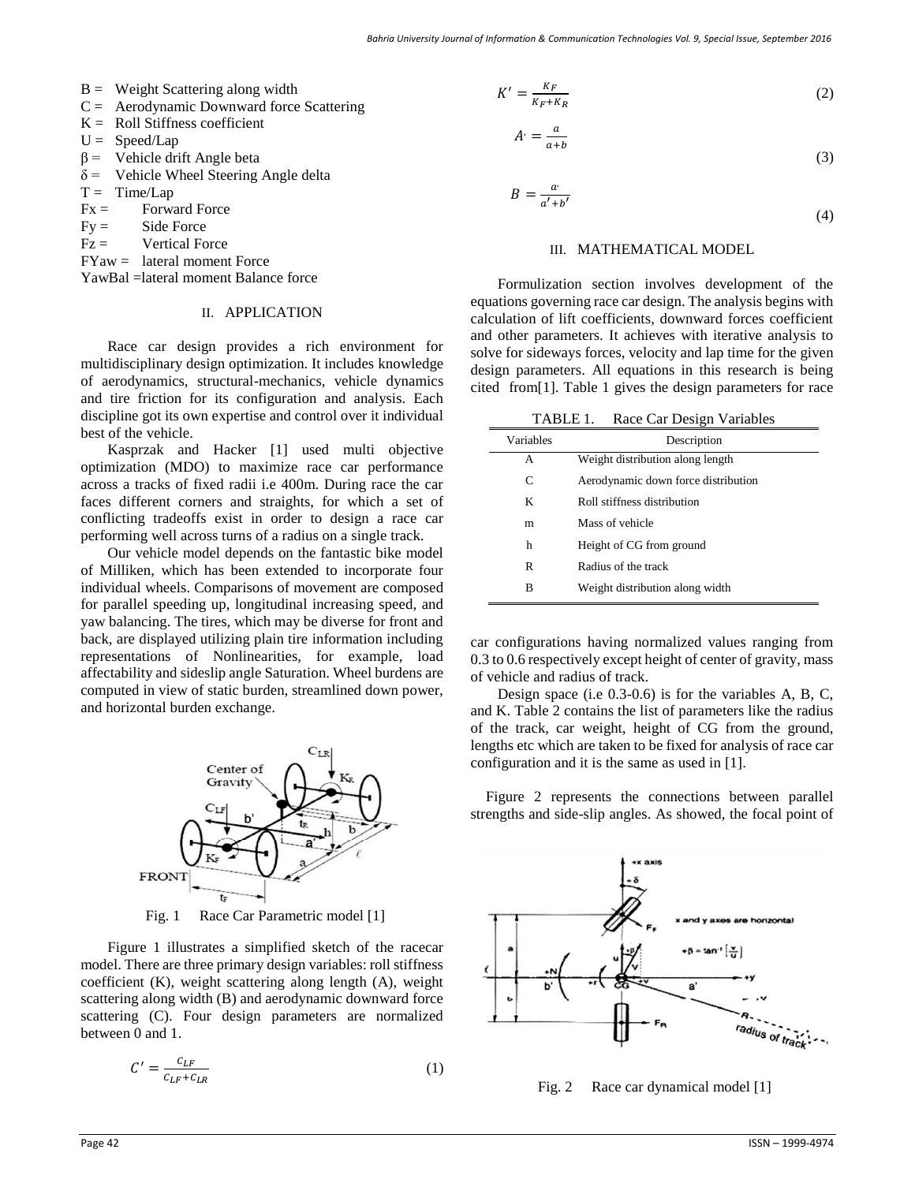B = Weight Scattering along width
C = Aerodynamic Downward force Scattering
K = Roll Stiffness coefficient
U = Speed/Lap
β = Vehicle drift Angle beta
δ = Vehicle Wheel Steering Angle delta
T = Time/Lap
Fx = Forward Force
Fy = Side Force
Fz = Vertical Force
FYaw = lateral moment Force
YawBal =lateral moment Balance force

## II. APPLICATION

Race car design provides a rich environment for multidisciplinary design optimization. It includes knowledge of aerodynamics, structural-mechanics, vehicle dynamics and tire friction for its configuration and analysis. Each discipline got its own expertise and control over it individual best of the vehicle.

Kasprzak and Hacker [1] used multi objective optimization (MDO) to maximize race car performance across a tracks of fixed radii i.e 400m. During race the car faces different corners and straights, for which a set of conflicting tradeoffs exist in order to design a race car performing well across turns of a radius on a single track.

Our vehicle model depends on the fantastic bike model of Milliken, which has been extended to incorporate four individual wheels. Comparisons of movement are composed for parallel speeding up, longitudinal increasing speed, and yaw balancing. The tires, which may be diverse for front and back, are displayed utilizing plain tire information including representations of Nonlinearities, for example, load affectability and sideslip angle Saturation. Wheel burdens are computed in view of static burden, streamlined down power, and horizontal burden exchange.

Fig. 1 Race Car Parametric model [1]

Figure 1 illustrates a simplified sketch of the racecar model. There are three primary design variables: roll stiffness coefficient (K), weight scattering along length (A), weight scattering along width (B) and aerodynamic downward force scattering (C). Four design parameters are normalized between 0 and 1.

$$C' = \frac{C_{LF}}{C_{LF}+C_{LR}} \tag{1}$$

$$K' = \frac{K_F}{K_F+K_R} \tag{2}$$

$$A' = \frac{a}{a+b} \tag{3}$$

$$B = \frac{a'}{a'+b'} \tag{4}$$

## III. MATHEMATICAL MODEL

Formulization section involves development of the equations governing race car design. The analysis begins with calculation of lift coefficients, downward forces coefficient and other parameters. It achieves with iterative analysis to solve for sideways forces, velocity and lap time for the given design parameters. All equations in this research is being cited from[1]. Table 1 gives the design parameters for race car configurations having normalized values ranging from 0.3 to 0.6 respectively except height of center of gravity, mass of vehicle and radius of track.

TABLE 1. Race Car Design Variables

| Variables | Description |
|---|---|
| A | Weight distribution along length |
| C | Aerodynamic down force distribution |
| K | Roll stiffness distribution |
| m | Mass of vehicle |
| h | Height of CG from ground |
| R | Radius of the track |
| B | Weight distribution along width |

Design space (i.e 0.3-0.6) is for the variables A, B, C, and K. Table 2 contains the list of parameters like the radius of the track, car weight, height of CG from the ground, lengths etc which are taken to be fixed for analysis of race car configuration and it is the same as used in [1].

Figure 2 represents the connections between parallel strengths and side-slip angles. As showed, the focal point of

Fig. 2 Race car dynamical model [1]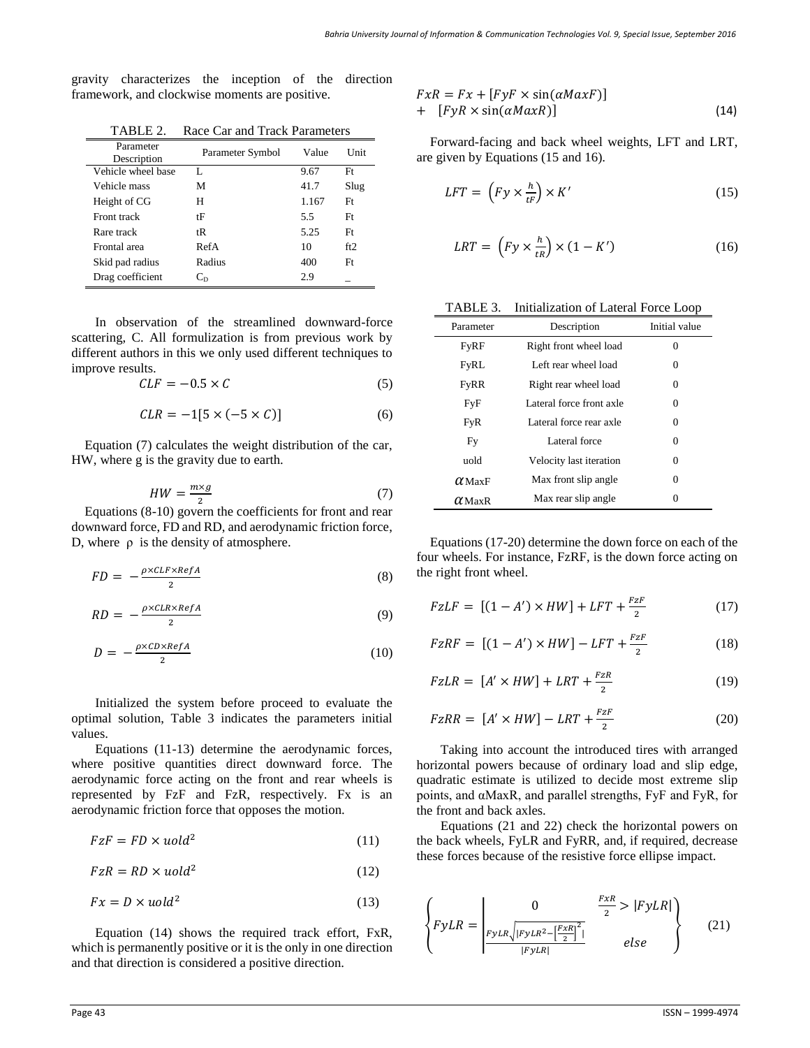gravity characterizes the inception of the direction framework, and clockwise moments are positive.

TABLE 2. Race Car and Track Parameters

| Parameter Description | Parameter Symbol | Value | Unit |
|---|---|---|---|
| Vehicle wheel base | L | 9.67 | Ft |
| Vehicle mass | M | 41.7 | Slug |
| Height of CG | H | 1.167 | Ft |
| Front track | tF | 5.5 | Ft |
| Rare track | tR | 5.25 | Ft |
| Frontal area | RefA | 10 | ft2 |
| Skid pad radius | Radius | 400 | Ft |
| Drag coefficient | $C_D$ | 2.9 | _ |

In observation of the streamlined downward-force scattering, C. All formulization is from previous work by different authors in this we only used different techniques to improve results.

$$CLF = -0.5 \times C \tag{5}$$

$$CLR = -1[5 \times (-5 \times C)] \tag{6}$$

Equation (7) calculates the weight distribution of the car, HW, where g is the gravity due to earth.

$$HW = \frac{m \times g}{2} \tag{7}$$

Equations (8-10) govern the coefficients for front and rear downward force, FD and RD, and aerodynamic friction force, D, where $\rho$ is the density of atmosphere.

$$FD = -\frac{\rho \times CLF \times RefA}{2} \tag{8}$$

$$RD = -\frac{\rho \times CLR \times RefA}{2} \tag{9}$$

$$D = -\frac{\rho \times CD \times RefA}{2} \tag{10}$$

Initialized the system before proceed to evaluate the optimal solution, Table 3 indicates the parameters initial values.

Equations (11-13) determine the aerodynamic forces, where positive quantities direct downward force. The aerodynamic force acting on the front and rear wheels is represented by FzF and FzR, respectively. Fx is an aerodynamic friction force that opposes the motion.

$$FzF = FD \times uold^2 \tag{11}$$

$$FzR = RD \times uold^2 \tag{12}$$

$$Fx = D \times uold^2 \tag{13}$$

Equation (14) shows the required track effort, FxR, which is permanently positive or it is the only in one direction and that direction is considered a positive direction.

$$FxR = Fx + [FyF \times \sin(\alpha MaxF)] + [FyR \times \sin(\alpha MaxR)] \tag{14}$$

Forward-facing and back wheel weights, LFT and LRT, are given by Equations (15 and 16).

$$LFT = \left(Fy \times \frac{h}{tF}\right) \times K' \tag{15}$$

$$LRT = \left(Fy \times \frac{h}{tR}\right) \times (1 - K') \tag{16}$$

TABLE 3. Initialization of Lateral Force Loop

| Parameter | Description | Initial value |
|---|---|---|
| FyRF | Right front wheel load | 0 |
| FyRL | Left rear wheel load | 0 |
| FyRR | Right rear wheel load | 0 |
| FyF | Lateral force front axle | 0 |
| FyR | Lateral force rear axle | 0 |
| Fy | Lateral force | 0 |
| uold | Velocity last iteration | 0 |
| $\alpha$MaxF | Max front slip angle | 0 |
| $\alpha$MaxR | Max rear slip angle | 0 |

Equations (17-20) determine the down force on each of the four wheels. For instance, FzRF, is the down force acting on the right front wheel.

$$FzLF = [(1 - A') \times HW] + LFT + \frac{FzF}{2} \tag{17}$$

$$FzRF = [(1 - A') \times HW] - LFT + \frac{FzF}{2} \tag{18}$$

$$FzLR = [A' \times HW] + LRT + \frac{FzR}{2} \tag{19}$$

$$FzRR = [A' \times HW] - LRT + \frac{FzF}{2} \tag{20}$$

Taking into account the introduced tires with arranged horizontal powers because of ordinary load and slip edge, quadratic estimate is utilized to decide most extreme slip points, and αMaxR, and parallel strengths, FyF and FyR, for the front and back axles.

Equations (21 and 22) check the horizontal powers on the back wheels, FyLR and FyRR, and, if required, decrease these forces because of the resistive force ellipse impact.

$$\left\{ FyLR = \left| \begin{array}{cc} 0 & \frac{FxR}{2} > |FyLR| \\ \frac{FyLR\sqrt{|FyLR^2 - \left[\frac{FxR}{2}\right]^2|}}{|FyLR|} & else \end{array} \right. \right\} \tag{21}$$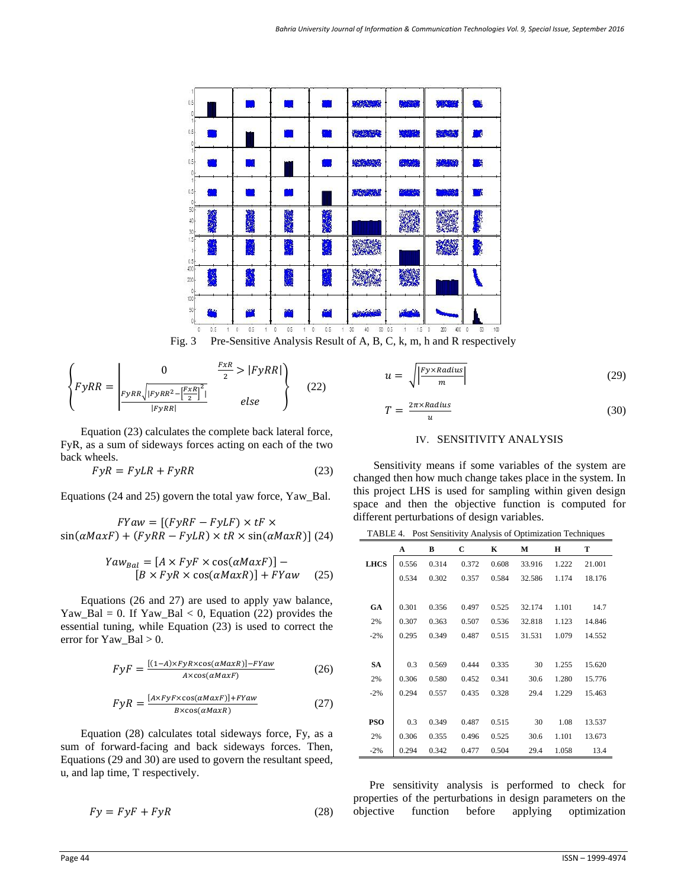Fig. 3 Pre-Sensitive Analysis Result of A, B, C, k, m, h and R respectively

$$\left\{ FyRR = \left| \begin{array}{cc} 0 & \frac{FxR}{2} > |FyRR| \\ \frac{FyRR\sqrt{|FyRR^2 - \left[\frac{FxR}{2}\right]^2|}}{|FyRR|} & else \end{array} \right\} \right. \quad (22)$$

Equation (23) calculates the complete back lateral force, FyR, as a sum of sideways forces acting on each of the two back wheels.

$$FyR = FyLR + FyRR \quad (23)$$

Equations (24 and 25) govern the total yaw force, Yaw_Bal.

$$FYaw = [(FyRF - FyLF) \times tF \times \sin(\alpha MaxF) + (FyRR - FyLR) \times tR \times \sin(\alpha MaxR)] \quad (24)$$

$$Yaw_{Bal} = [A \times FyF \times \cos(\alpha MaxF)] - [B \times FyR \times \cos(\alpha MaxR)] + FYaw \quad (25)$$

Equations (26 and 27) are used to apply yaw balance, Yaw_Bal = 0. If Yaw_Bal < 0, Equation (22) provides the essential tuning, while Equation (23) is used to correct the error for Yaw_Bal > 0.

$$FyF = \frac{[(1-A) \times FyR \times \cos(\alpha MaxR)] - FYaw}{A \times \cos(\alpha MaxF)} \quad (26)$$

$$FyR = \frac{[A \times FyF \times \cos(\alpha MaxF)] + FYaw}{B \times \cos(\alpha MaxR)} \quad (27)$$

Equation (28) calculates total sideways force, Fy, as a sum of forward-facing and back sideways forces. Then, Equations (29 and 30) are used to govern the resultant speed, u, and lap time, T respectively.

$$Fy = FyF + FyR \quad (28)$$

$$u = \sqrt{\left|\frac{Fy \times Radius}{m}\right|} \quad (29)$$

$$T = \frac{2\pi \times Radius}{u} \quad (30)$$

## IV. SENSITIVITY ANALYSIS

Sensitivity means if some variables of the system are changed then how much change takes place in the system. In this project LHS is used for sampling within given design space and then the objective function is computed for different perturbations of design variables.

TABLE 4. Post Sensitivity Analysis of Optimization Techniques

| | A | B | C | K | M | H | T |
|---|---|---|---|---|---|---|---|
| **LHCS** | 0.556 | 0.314 | 0.372 | 0.608 | 33.916 | 1.222 | 21.001 |
| | 0.534 | 0.302 | 0.357 | 0.584 | 32.586 | 1.174 | 18.176 |
| **GA** | 0.301 | 0.356 | 0.497 | 0.525 | 32.174 | 1.101 | 14.7 |
| 2% | 0.307 | 0.363 | 0.507 | 0.536 | 32.818 | 1.123 | 14.846 |
| -2% | 0.295 | 0.349 | 0.487 | 0.515 | 31.531 | 1.079 | 14.552 |
| **SA** | 0.3 | 0.569 | 0.444 | 0.335 | 30 | 1.255 | 15.620 |
| 2% | 0.306 | 0.580 | 0.452 | 0.341 | 30.6 | 1.280 | 15.776 |
| -2% | 0.294 | 0.557 | 0.435 | 0.328 | 29.4 | 1.229 | 15.463 |
| **PSO** | 0.3 | 0.349 | 0.487 | 0.515 | 30 | 1.08 | 13.537 |
| 2% | 0.306 | 0.355 | 0.496 | 0.525 | 30.6 | 1.101 | 13.673 |
| -2% | 0.294 | 0.342 | 0.477 | 0.504 | 29.4 | 1.058 | 13.4 |

Pre sensitivity analysis is performed to check for properties of the perturbations in design parameters on the objective function before applying optimization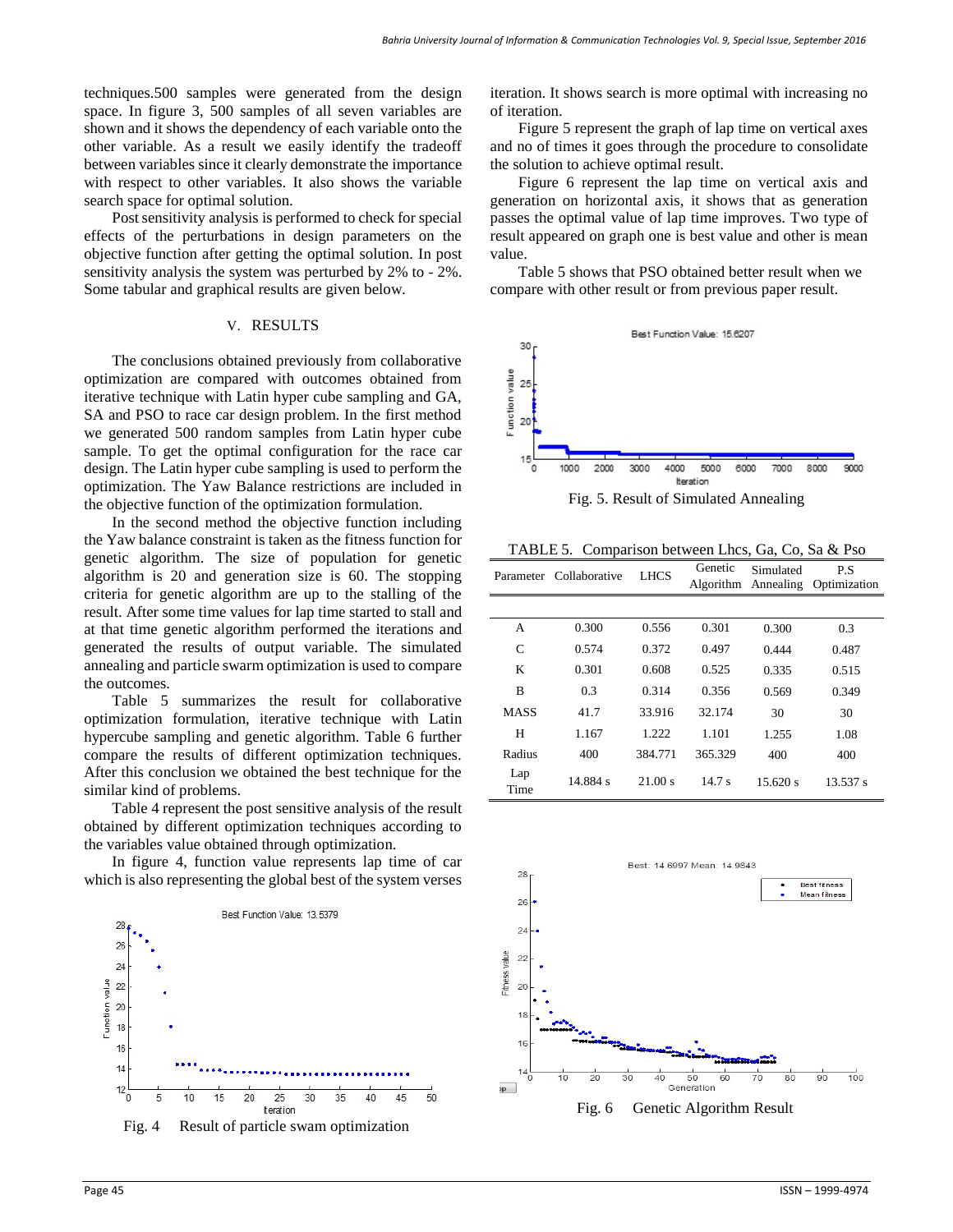techniques.500 samples were generated from the design space. In figure 3, 500 samples of all seven variables are shown and it shows the dependency of each variable onto the other variable. As a result we easily identify the tradeoff between variables since it clearly demonstrate the importance with respect to other variables. It also shows the variable search space for optimal solution.

Post sensitivity analysis is performed to check for special effects of the perturbations in design parameters on the objective function after getting the optimal solution. In post sensitivity analysis the system was perturbed by 2% to - 2%. Some tabular and graphical results are given below.

## V. RESULTS

The conclusions obtained previously from collaborative optimization are compared with outcomes obtained from iterative technique with Latin hyper cube sampling and GA, SA and PSO to race car design problem. In the first method we generated 500 random samples from Latin hyper cube sample. To get the optimal configuration for the race car design. The Latin hyper cube sampling is used to perform the optimization. The Yaw Balance restrictions are included in the objective function of the optimization formulation.

In the second method the objective function including the Yaw balance constraint is taken as the fitness function for genetic algorithm. The size of population for genetic algorithm is 20 and generation size is 60. The stopping criteria for genetic algorithm are up to the stalling of the result. After some time values for lap time started to stall and at that time genetic algorithm performed the iterations and generated the results of output variable. The simulated annealing and particle swarm optimization is used to compare the outcomes.

Table 5 summarizes the result for collaborative optimization formulation, iterative technique with Latin hypercube sampling and genetic algorithm. Table 6 further compare the results of different optimization techniques. After this conclusion we obtained the best technique for the similar kind of problems.

Table 4 represent the post sensitive analysis of the result obtained by different optimization techniques according to the variables value obtained through optimization.

In figure 4, function value represents lap time of car which is also representing the global best of the system verses iteration. It shows search is more optimal with increasing no of iteration.

Fig. 4 Result of particle swam optimization

Figure 5 represent the graph of lap time on vertical axes and no of times it goes through the procedure to consolidate the solution to achieve optimal result.

Figure 6 represent the lap time on vertical axis and generation on horizontal axis, it shows that as generation passes the optimal value of lap time improves. Two type of result appeared on graph one is best value and other is mean value.

Table 5 shows that PSO obtained better result when we compare with other result or from previous paper result.

Fig. 5. Result of Simulated Annealing

TABLE 5. Comparison between Lhcs, Ga, Co, Sa & Pso

| Parameter | Collaborative | LHCS | Genetic Algorithm | Simulated Annealing | P.S Optimization |
|---|---|---|---|---|---|
| A | 0.300 | 0.556 | 0.301 | 0.300 | 0.3 |
| C | 0.574 | 0.372 | 0.497 | 0.444 | 0.487 |
| K | 0.301 | 0.608 | 0.525 | 0.335 | 0.515 |
| B | 0.3 | 0.314 | 0.356 | 0.569 | 0.349 |
| MASS | 41.7 | 33.916 | 32.174 | 30 | 30 |
| H | 1.167 | 1.222 | 1.101 | 1.255 | 1.08 |
| Radius | 400 | 384.771 | 365.329 | 400 | 400 |
| Lap Time | 14.884 s | 21.00 s | 14.7 s | 15.620 s | 13.537 s |

Fig. 6 Genetic Algorithm Result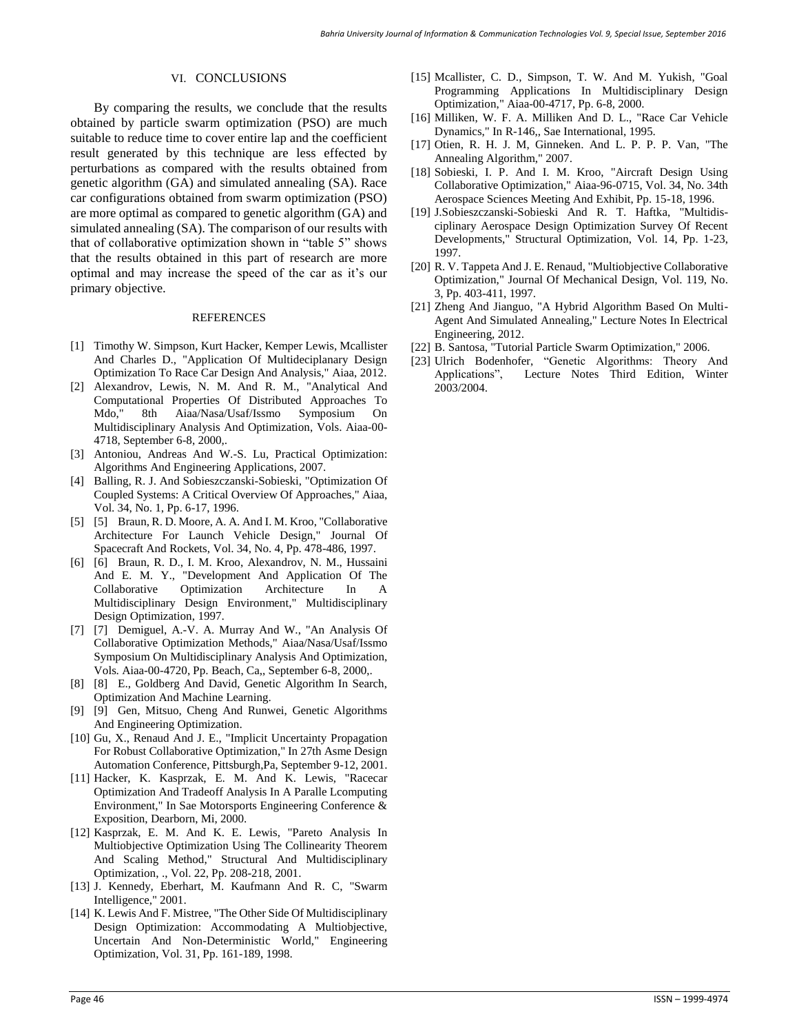## VI. CONCLUSIONS

By comparing the results, we conclude that the results obtained by particle swarm optimization (PSO) are much suitable to reduce time to cover entire lap and the coefficient result generated by this technique are less effected by perturbations as compared with the results obtained from genetic algorithm (GA) and simulated annealing (SA). Race car configurations obtained from swarm optimization (PSO) are more optimal as compared to genetic algorithm (GA) and simulated annealing (SA). The comparison of our results with that of collaborative optimization shown in "table 5" shows that the results obtained in this part of research are more optimal and may increase the speed of the car as it's our primary objective.

## REFERENCES

[1] Timothy W. Simpson, Kurt Hacker, Kemper Lewis, Mcallister And Charles D., "Application Of Multideciplanary Design Optimization To Race Car Design And Analysis," Aiaa, 2012.

[2] Alexandrov, Lewis, N. M. And R. M., "Analytical And Computational Properties Of Distributed Approaches To Mdo," 8th Aiaa/Nasa/Usaf/Issmo Symposium On Multidisciplinary Analysis And Optimization, Vols. Aiaa-00-4718, September 6-8, 2000,.

[3] Antoniou, Andreas And W.-S. Lu, Practical Optimization: Algorithms And Engineering Applications, 2007.

[4] Balling, R. J. And Sobieszczanski-Sobieski, "Optimization Of Coupled Systems: A Critical Overview Of Approaches," Aiaa, Vol. 34, No. 1, Pp. 6-17, 1996.

[5] [5] Braun, R. D. Moore, A. A. And I. M. Kroo, "Collaborative Architecture For Launch Vehicle Design," Journal Of Spacecraft And Rockets, Vol. 34, No. 4, Pp. 478-486, 1997.

[6] [6] Braun, R. D., I. M. Kroo, Alexandrov, N. M., Hussaini And E. M. Y., "Development And Application Of The Collaborative Optimization Architecture In A Multidisciplinary Design Environment," Multidisciplinary Design Optimization, 1997.

[7] [7] Demiguel, A.-V. A. Murray And W., "An Analysis Of Collaborative Optimization Methods," Aiaa/Nasa/Usaf/Issmo Symposium On Multidisciplinary Analysis And Optimization, Vols. Aiaa-00-4720, Pp. Beach, Ca,, September 6-8, 2000,.

[8] [8] E., Goldberg And David, Genetic Algorithm In Search, Optimization And Machine Learning.

[9] [9] Gen, Mitsuo, Cheng And Runwei, Genetic Algorithms And Engineering Optimization.

[10] Gu, X., Renaud And J. E., "Implicit Uncertainty Propagation For Robust Collaborative Optimization," In 27th Asme Design Automation Conference, Pittsburgh,Pa, September 9-12, 2001.

[11] Hacker, K. Kasprzak, E. M. And K. Lewis, "Racecar Optimization And Tradeoff Analysis In A Paralle Lcomputing Environment," In Sae Motorsports Engineering Conference & Exposition, Dearborn, Mi, 2000.

[12] Kasprzak, E. M. And K. E. Lewis, "Pareto Analysis In Multiobjective Optimization Using The Collinearity Theorem And Scaling Method," Structural And Multidisciplinary Optimization, ., Vol. 22, Pp. 208-218, 2001.

[13] J. Kennedy, Eberhart, M. Kaufmann And R. C, "Swarm Intelligence," 2001.

[14] K. Lewis And F. Mistree, "The Other Side Of Multidisciplinary Design Optimization: Accommodating A Multiobjective, Uncertain And Non-Deterministic World," Engineering Optimization, Vol. 31, Pp. 161-189, 1998.

[15] Mcallister, C. D., Simpson, T. W. And M. Yukish, "Goal Programming Applications In Multidisciplinary Design Optimization," Aiaa-00-4717, Pp. 6-8, 2000.

[16] Milliken, W. F. A. Milliken And D. L., "Race Car Vehicle Dynamics," In R-146,, Sae International, 1995.

[17] Otien, R. H. J. M, Ginneken. And L. P. P. P. Van, "The Annealing Algorithm," 2007.

[18] Sobieski, I. P. And I. M. Kroo, "Aircraft Design Using Collaborative Optimization," Aiaa-96-0715, Vol. 34, No. 34th Aerospace Sciences Meeting And Exhibit, Pp. 15-18, 1996.

[19] J.Sobieszczanski-Sobieski And R. T. Haftka, "Multidisciplinary Aerospace Design Optimization Survey Of Recent Developments," Structural Optimization, Vol. 14, Pp. 1-23, 1997.

[20] R. V. Tappeta And J. E. Renaud, "Multiobjective Collaborative Optimization," Journal Of Mechanical Design, Vol. 119, No. 3, Pp. 403-411, 1997.

[21] Zheng And Jianguo, "A Hybrid Algorithm Based On Multi-Agent And Simulated Annealing," Lecture Notes In Electrical Engineering, 2012.

[22] B. Santosa, "Tutorial Particle Swarm Optimization," 2006.

[23] Ulrich Bodenhofer, "Genetic Algorithms: Theory And Applications", Lecture Notes Third Edition, Winter 2003/2004.